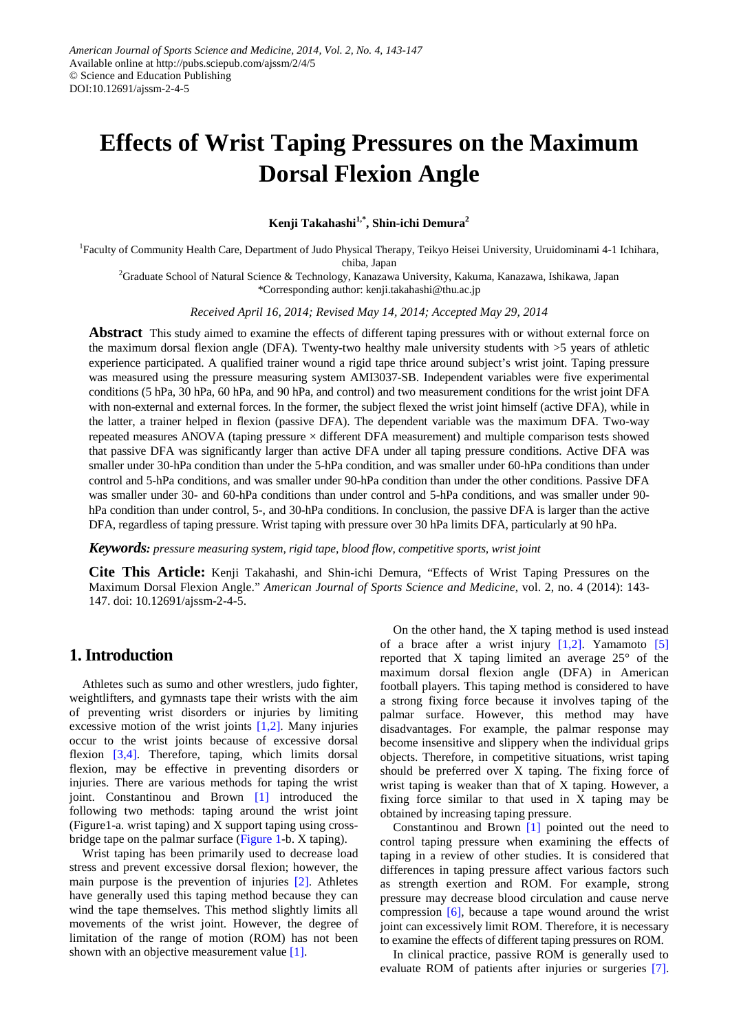American Journal of Sports Science and Medicine, 2014, Vol. 2, No. 4, 143-147
Available online at http://pubs.sciepub.com/ajssm/2/4/5
© Science and Education Publishing
DOI:10.12691/ajssm-2-4-5

# Effects of Wrist Taping Pressures on the Maximum Dorsal Flexion Angle

**Kenji Takahashi[1,*], Shin-ichi Demura[2]**

[1]Faculty of Community Health Care, Department of Judo Physical Therapy, Teikyo Heisei University, Uruidominami 4-1 Ichihara, chiba, Japan
[2]Graduate School of Natural Science & Technology, Kanazawa University, Kakuma, Kanazawa, Ishikawa, Japan
*Corresponding author: kenji.takahashi@thu.ac.jp

*Received April 16, 2014; Revised May 14, 2014; Accepted May 29, 2014*

**Abstract** This study aimed to examine the effects of different taping pressures with or without external force on the maximum dorsal flexion angle (DFA). Twenty-two healthy male university students with >5 years of athletic experience participated. A qualified trainer wound a rigid tape thrice around subject's wrist joint. Taping pressure was measured using the pressure measuring system AMI3037-SB. Independent variables were five experimental conditions (5 hPa, 30 hPa, 60 hPa, and 90 hPa, and control) and two measurement conditions for the wrist joint DFA with non-external and external forces. In the former, the subject flexed the wrist joint himself (active DFA), while in the latter, a trainer helped in flexion (passive DFA). The dependent variable was the maximum DFA. Two-way repeated measures ANOVA (taping pressure × different DFA measurement) and multiple comparison tests showed that passive DFA was significantly larger than active DFA under all taping pressure conditions. Active DFA was smaller under 30-hPa condition than under the 5-hPa condition, and was smaller under 60-hPa conditions than under control and 5-hPa conditions, and was smaller under 90-hPa condition than under the other conditions. Passive DFA was smaller under 30- and 60-hPa conditions than under control and 5-hPa conditions, and was smaller under 90-hPa condition than under control, 5-, and 30-hPa conditions. In conclusion, the passive DFA is larger than the active DFA, regardless of taping pressure. Wrist taping with pressure over 30 hPa limits DFA, particularly at 90 hPa.

***Keywords:*** *pressure measuring system, rigid tape, blood flow, competitive sports, wrist joint*

**Cite This Article:** Kenji Takahashi, and Shin-ichi Demura, "Effects of Wrist Taping Pressures on the Maximum Dorsal Flexion Angle." *American Journal of Sports Science and Medicine*, vol. 2, no. 4 (2014): 143-147. doi: 10.12691/ajssm-2-4-5.

## 1. Introduction

Athletes such as sumo and other wrestlers, judo fighter, weightlifters, and gymnasts tape their wrists with the aim of preventing wrist disorders or injuries by limiting excessive motion of the wrist joints [1,2]. Many injuries occur to the wrist joints because of excessive dorsal flexion [3,4]. Therefore, taping, which limits dorsal flexion, may be effective in preventing disorders or injuries. There are various methods for taping the wrist joint. Constantinou and Brown [1] introduced the following two methods: taping around the wrist joint (Figure1-a. wrist taping) and X support taping using cross-bridge tape on the palmar surface (Figure 1-b. X taping).

Wrist taping has been primarily used to decrease load stress and prevent excessive dorsal flexion; however, the main purpose is the prevention of injuries [2]. Athletes have generally used this taping method because they can wind the tape themselves. This method slightly limits all movements of the wrist joint. However, the degree of limitation of the range of motion (ROM) has not been shown with an objective measurement value [1].

On the other hand, the X taping method is used instead of a brace after a wrist injury [1,2]. Yamamoto [5] reported that X taping limited an average 25° of the maximum dorsal flexion angle (DFA) in American football players. This taping method is considered to have a strong fixing force because it involves taping of the palmar surface. However, this method may have disadvantages. For example, the palmar response may become insensitive and slippery when the individual grips objects. Therefore, in competitive situations, wrist taping should be preferred over X taping. The fixing force of wrist taping is weaker than that of X taping. However, a fixing force similar to that used in X taping may be obtained by increasing taping pressure.

Constantinou and Brown [1] pointed out the need to control taping pressure when examining the effects of taping in a review of other studies. It is considered that differences in taping pressure affect various factors such as strength exertion and ROM. For example, strong pressure may decrease blood circulation and cause nerve compression [6], because a tape wound around the wrist joint can excessively limit ROM. Therefore, it is necessary to examine the effects of different taping pressures on ROM.

In clinical practice, passive ROM is generally used to evaluate ROM of patients after injuries or surgeries [7].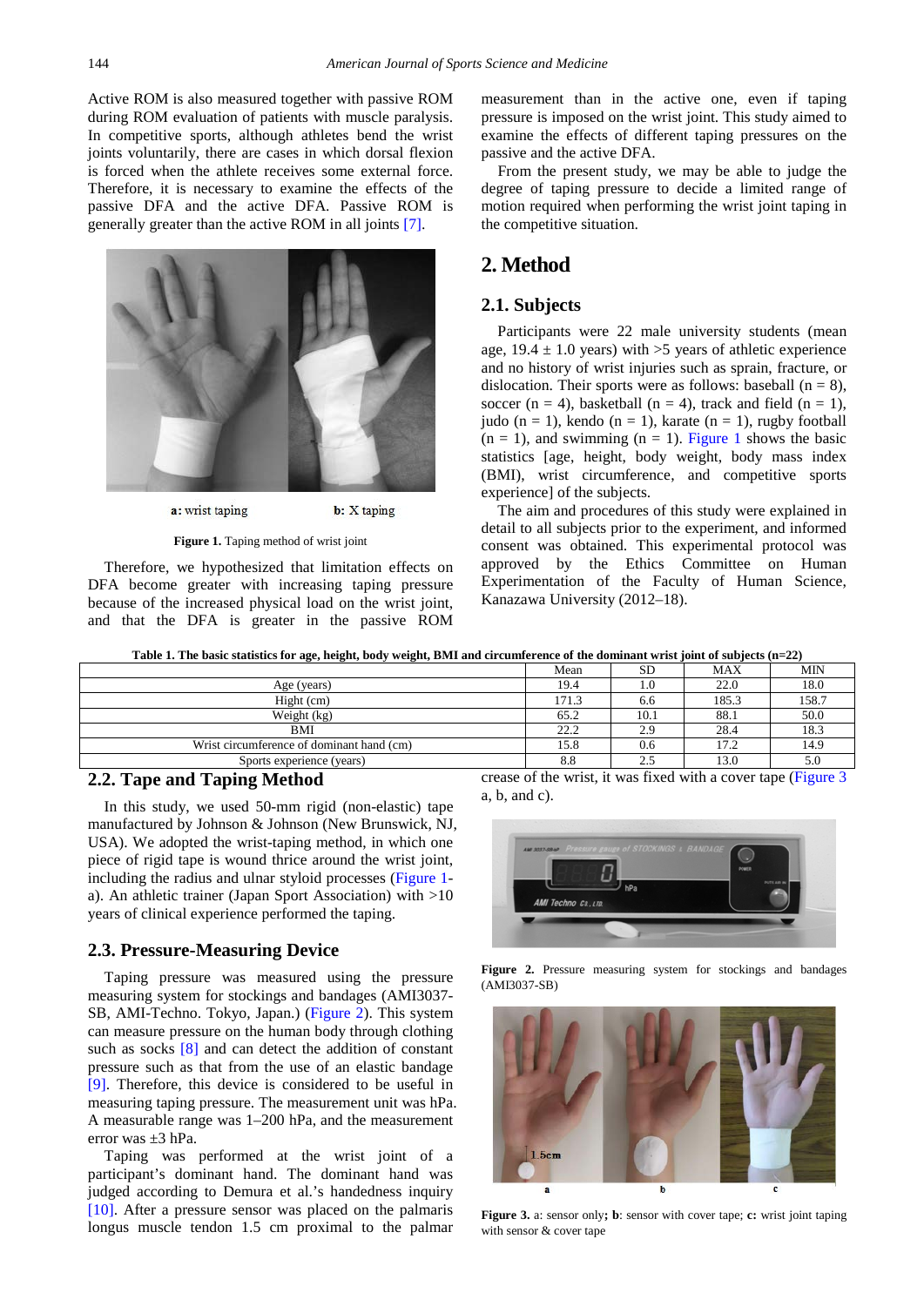Active ROM is also measured together with passive ROM during ROM evaluation of patients with muscle paralysis. In competitive sports, although athletes bend the wrist joints voluntarily, there are cases in which dorsal flexion is forced when the athlete receives some external force. Therefore, it is necessary to examine the effects of the passive DFA and the active DFA. Passive ROM is generally greater than the active ROM in all joints [7].

a: wrist taping b: X taping

**Figure 1.** Taping method of wrist joint

Therefore, we hypothesized that limitation effects on DFA become greater with increasing taping pressure because of the increased physical load on the wrist joint, and that the DFA is greater in the passive ROM measurement than in the active one, even if taping pressure is imposed on the wrist joint. This study aimed to examine the effects of different taping pressures on the passive and the active DFA.

From the present study, we may be able to judge the degree of taping pressure to decide a limited range of motion required when performing the wrist joint taping in the competitive situation.

## 2. Method

### 2.1. Subjects

Participants were 22 male university students (mean age, 19.4 ± 1.0 years) with >5 years of athletic experience and no history of wrist injuries such as sprain, fracture, or dislocation. Their sports were as follows: baseball (n = 8), soccer (n = 4), basketball (n = 4), track and field (n = 1), judo (n = 1), kendo (n = 1), karate (n = 1), rugby football (n = 1), and swimming (n = 1). Figure 1 shows the basic statistics [age, height, body weight, body mass index (BMI), wrist circumference, and competitive sports experience] of the subjects.

The aim and procedures of this study were explained in detail to all subjects prior to the experiment, and informed consent was obtained. This experimental protocol was approved by the Ethics Committee on Human Experimentation of the Faculty of Human Science, Kanazawa University (2012–18).

**Table 1. The basic statistics for age, height, body weight, BMI and circumference of the dominant wrist joint of subjects (n=22)**

| | Mean | SD | MAX | MIN |
|---|---|---|---|---|
| Age (years) | 19.4 | 1.0 | 22.0 | 18.0 |
| Hight (cm) | 171.3 | 6.6 | 185.3 | 158.7 |
| Weight (kg) | 65.2 | 10.1 | 88.1 | 50.0 |
| BMI | 22.2 | 2.9 | 28.4 | 18.3 |
| Wrist circumference of dominant hand (cm) | 15.8 | 0.6 | 17.2 | 14.9 |
| Sports experience (years) | 8.8 | 2.5 | 13.0 | 5.0 |

### 2.2. Tape and Taping Method

In this study, we used 50-mm rigid (non-elastic) tape manufactured by Johnson & Johnson (New Brunswick, NJ, USA). We adopted the wrist-taping method, in which one piece of rigid tape is wound thrice around the wrist joint, including the radius and ulnar styloid processes (Figure 1-a). An athletic trainer (Japan Sport Association) with >10 years of clinical experience performed the taping.

### 2.3. Pressure-Measuring Device

Taping pressure was measured using the pressure measuring system for stockings and bandages (AMI3037-SB, AMI-Techno. Tokyo, Japan.) (Figure 2). This system can measure pressure on the human body through clothing such as socks [8] and can detect the addition of constant pressure such as that from the use of an elastic bandage [9]. Therefore, this device is considered to be useful in measuring taping pressure. The measurement unit was hPa. A measurable range was 1–200 hPa, and the measurement error was ±3 hPa.

Taping was performed at the wrist joint of a participant's dominant hand. The dominant hand was judged according to Demura et al.'s handedness inquiry [10]. After a pressure sensor was placed on the palmaris longus muscle tendon 1.5 cm proximal to the palmar crease of the wrist, it was fixed with a cover tape (Figure 3 a, b, and c).

**Figure 2.** Pressure measuring system for stockings and bandages (AMI3037-SB)

**Figure 3.** a: sensor only; **b**: sensor with cover tape; **c:** wrist joint taping with sensor & cover tape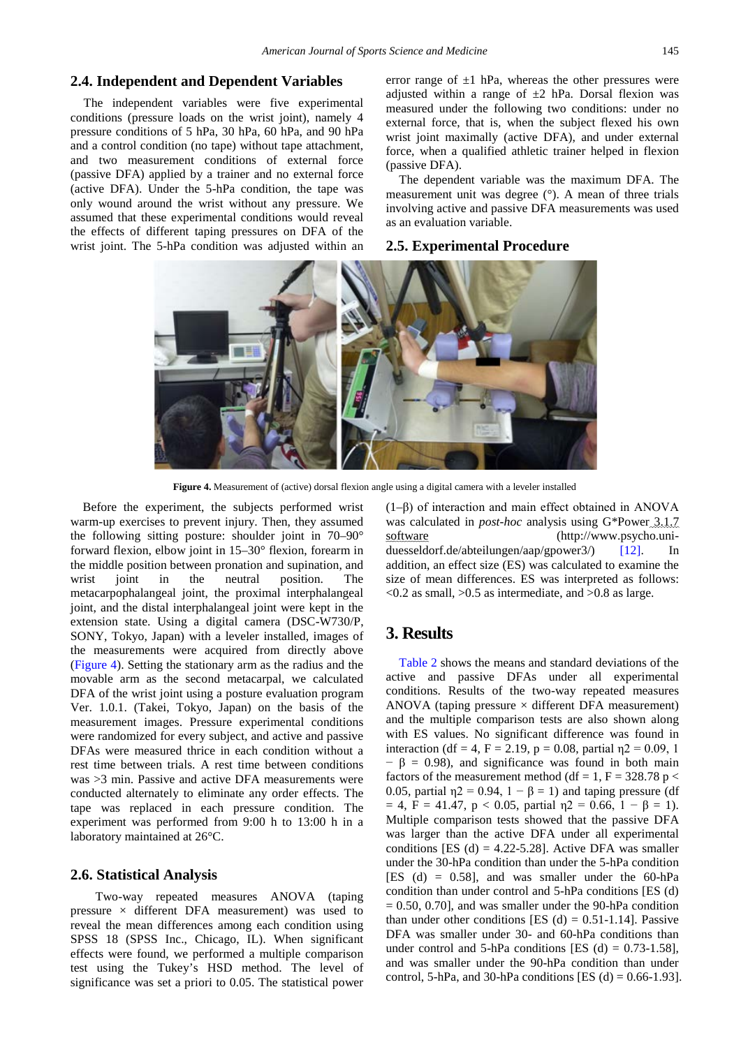## 2.4. Independent and Dependent Variables

The independent variables were five experimental conditions (pressure loads on the wrist joint), namely 4 pressure conditions of 5 hPa, 30 hPa, 60 hPa, and 90 hPa and a control condition (no tape) without tape attachment, and two measurement conditions of external force (passive DFA) applied by a trainer and no external force (active DFA). Under the 5-hPa condition, the tape was only wound around the wrist without any pressure. We assumed that these experimental conditions would reveal the effects of different taping pressures on DFA of the wrist joint. The 5-hPa condition was adjusted within an error range of ±1 hPa, whereas the other pressures were adjusted within a range of ±2 hPa. Dorsal flexion was measured under the following two conditions: under no external force, that is, when the subject flexed his own wrist joint maximally (active DFA), and under external force, when a qualified athletic trainer helped in flexion (passive DFA).

The dependent variable was the maximum DFA. The measurement unit was degree (°). A mean of three trials involving active and passive DFA measurements was used as an evaluation variable.

## 2.5. Experimental Procedure

**Figure 4.** Measurement of (active) dorsal flexion angle using a digital camera with a leveler installed

Before the experiment, the subjects performed wrist warm-up exercises to prevent injury. Then, they assumed the following sitting posture: shoulder joint in 70–90° forward flexion, elbow joint in 15–30° flexion, forearm in the middle position between pronation and supination, and wrist joint in the neutral position. The metacarpophalangeal joint, the proximal interphalangeal joint, and the distal interphalangeal joint were kept in the extension state. Using a digital camera (DSC-W730/P, SONY, Tokyo, Japan) with a leveler installed, images of the measurements were acquired from directly above (Figure 4). Setting the stationary arm as the radius and the movable arm as the second metacarpal, we calculated DFA of the wrist joint using a posture evaluation program Ver. 1.0.1. (Takei, Tokyo, Japan) on the basis of the measurement images. Pressure experimental conditions were randomized for every subject, and active and passive DFAs were measured thrice in each condition without a rest time between trials. A rest time between conditions was >3 min. Passive and active DFA measurements were conducted alternately to eliminate any order effects. The tape was replaced in each pressure condition. The experiment was performed from 9:00 h to 13:00 h in a laboratory maintained at 26°C.

## 2.6. Statistical Analysis

Two-way repeated measures ANOVA (taping pressure × different DFA measurement) was used to reveal the mean differences among each condition using SPSS 18 (SPSS Inc., Chicago, IL). When significant effects were found, we performed a multiple comparison test using the Tukey's HSD method. The level of significance was set a priori to 0.05. The statistical power (1–β) of interaction and main effect obtained in ANOVA was calculated in *post-hoc* analysis using G*Power 3.1.7 software (http://www.psycho.uni-duesseldorf.de/abteilungen/aap/gpower3/) [12]. In addition, an effect size (ES) was calculated to examine the size of mean differences. ES was interpreted as follows: <0.2 as small, >0.5 as intermediate, and >0.8 as large.

# 3. Results

Table 2 shows the means and standard deviations of the active and passive DFAs under all experimental conditions. Results of the two-way repeated measures ANOVA (taping pressure × different DFA measurement) and the multiple comparison tests are also shown along with ES values. No significant difference was found in interaction (df = 4, F = 2.19, $p = 0.08$, partial $\eta 2 = 0.09$, $1 - \beta = 0.98$), and significance was found in both main factors of the measurement method (df = 1, F = 328.78 $p < 0.05$, partial $\eta 2 = 0.94$, $1 - \beta = 1$) and taping pressure (df = 4, F = 41.47, $p < 0.05$, partial $\eta 2 = 0.66$, $1 - \beta = 1$). Multiple comparison tests showed that the passive DFA was larger than the active DFA under all experimental conditions [ES (d) = 4.22-5.28]. Active DFA was smaller under the 30-hPa condition than under the 5-hPa condition [ES (d) = 0.58], and was smaller under the 60-hPa condition than under control and 5-hPa conditions [ES (d) = 0.50, 0.70], and was smaller under the 90-hPa condition than under other conditions [ES (d) = 0.51-1.14]. Passive DFA was smaller under 30- and 60-hPa conditions than under control and 5-hPa conditions [ES (d) = 0.73-1.58], and was smaller under the 90-hPa condition than under control, 5-hPa, and 30-hPa conditions [ES (d) = 0.66-1.93].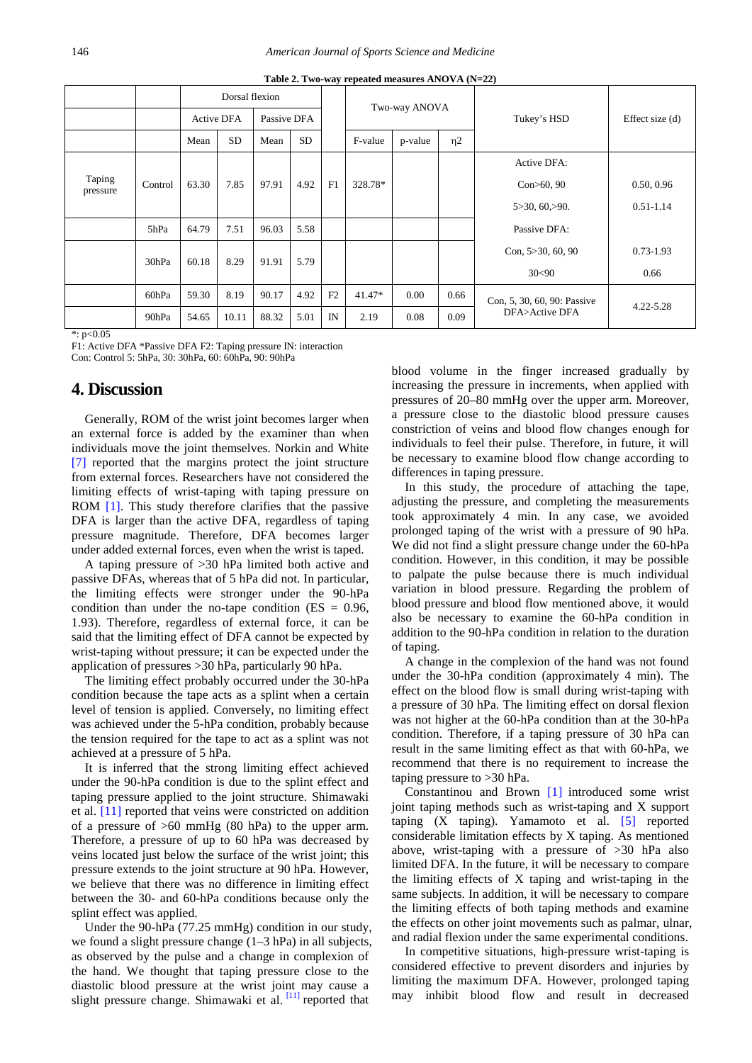**Table 2. Two-way repeated measures ANOVA (N=22)**

| | | Dorsal flexion | | | | | Two-way ANOVA | | | Tukey's HSD | Effect size (d) |
|---|---|---|---|---|---|---|---|---|---|---|---|
| | | Active DFA | | Passive DFA | | | | | | | |
| | | Mean | SD | Mean | SD | | F-value | p-value | η2 | | |
| Taping pressure | Control | 63.30 | 7.85 | 97.91 | 4.92 | F1 | 328.78* | | | Active DFA: Con>60, 90; 5>30, 60,>90. | 0.50, 0.96; 0.51-1.14 |
| | 5hPa | 64.79 | 7.51 | 96.03 | 5.58 | | | | | Passive DFA: | |
| | 30hPa | 60.18 | 8.29 | 91.91 | 5.79 | | | | | Con, 5>30, 60, 90; 30<90 | 0.73-1.93; 0.66 |
| | 60hPa | 59.30 | 8.19 | 90.17 | 4.92 | F2 | 41.47* | 0.00 | 0.66 | Con, 5, 30, 60, 90: Passive DFA>Active DFA | 4.22-5.28 |
| | 90hPa | 54.65 | 10.11 | 88.32 | 5.01 | IN | 2.19 | 0.08 | 0.09 | | |

*: p<0.05

F1: Active DFA *Passive DFA F2: Taping pressure IN: interaction

Con: Control 5: 5hPa, 30: 30hPa, 60: 60hPa, 90: 90hPa

## 4. Discussion

Generally, ROM of the wrist joint becomes larger when an external force is added by the examiner than when individuals move the joint themselves. Norkin and White [7] reported that the margins protect the joint structure from external forces. Researchers have not considered the limiting effects of wrist-taping with taping pressure on ROM [1]. This study therefore clarifies that the passive DFA is larger than the active DFA, regardless of taping pressure magnitude. Therefore, DFA becomes larger under added external forces, even when the wrist is taped.

A taping pressure of >30 hPa limited both active and passive DFAs, whereas that of 5 hPa did not. In particular, the limiting effects were stronger under the 90-hPa condition than under the no-tape condition (ES = 0.96, 1.93). Therefore, regardless of external force, it can be said that the limiting effect of DFA cannot be expected by wrist-taping without pressure; it can be expected under the application of pressures >30 hPa, particularly 90 hPa.

The limiting effect probably occurred under the 30-hPa condition because the tape acts as a splint when a certain level of tension is applied. Conversely, no limiting effect was achieved under the 5-hPa condition, probably because the tension required for the tape to act as a splint was not achieved at a pressure of 5 hPa.

It is inferred that the strong limiting effect achieved under the 90-hPa condition is due to the splint effect and taping pressure applied to the joint structure. Shimawaki et al. [11] reported that veins were constricted on addition of a pressure of >60 mmHg (80 hPa) to the upper arm. Therefore, a pressure of up to 60 hPa was decreased by veins located just below the surface of the wrist joint; this pressure extends to the joint structure at 90 hPa. However, we believe that there was no difference in limiting effect between the 30- and 60-hPa conditions because only the splint effect was applied.

Under the 90-hPa (77.25 mmHg) condition in our study, we found a slight pressure change (1–3 hPa) in all subjects, as observed by the pulse and a change in complexion of the hand. We thought that taping pressure close to the diastolic blood pressure at the wrist joint may cause a slight pressure change. Shimawaki et al. [11] reported that blood volume in the finger increased gradually by increasing the pressure in increments, when applied with pressures of 20–80 mmHg over the upper arm. Moreover, a pressure close to the diastolic blood pressure causes constriction of veins and blood flow changes enough for individuals to feel their pulse. Therefore, in future, it will be necessary to examine blood flow change according to differences in taping pressure.

In this study, the procedure of attaching the tape, adjusting the pressure, and completing the measurements took approximately 4 min. In any case, we avoided prolonged taping of the wrist with a pressure of 90 hPa. We did not find a slight pressure change under the 60-hPa condition. However, in this condition, it may be possible to palpate the pulse because there is much individual variation in blood pressure. Regarding the problem of blood pressure and blood flow mentioned above, it would also be necessary to examine the 60-hPa condition in addition to the 90-hPa condition in relation to the duration of taping.

A change in the complexion of the hand was not found under the 30-hPa condition (approximately 4 min). The effect on the blood flow is small during wrist-taping with a pressure of 30 hPa. The limiting effect on dorsal flexion was not higher at the 60-hPa condition than at the 30-hPa condition. Therefore, if a taping pressure of 30 hPa can result in the same limiting effect as that with 60-hPa, we recommend that there is no requirement to increase the taping pressure to >30 hPa.

Constantinou and Brown [1] introduced some wrist joint taping methods such as wrist-taping and X support taping (X taping). Yamamoto et al. [5] reported considerable limitation effects by X taping. As mentioned above, wrist-taping with a pressure of >30 hPa also limited DFA. In the future, it will be necessary to compare the limiting effects of X taping and wrist-taping in the same subjects. In addition, it will be necessary to compare the limiting effects of both taping methods and examine the effects on other joint movements such as palmar, ulnar, and radial flexion under the same experimental conditions.

In competitive situations, high-pressure wrist-taping is considered effective to prevent disorders and injuries by limiting the maximum DFA. However, prolonged taping may inhibit blood flow and result in decreased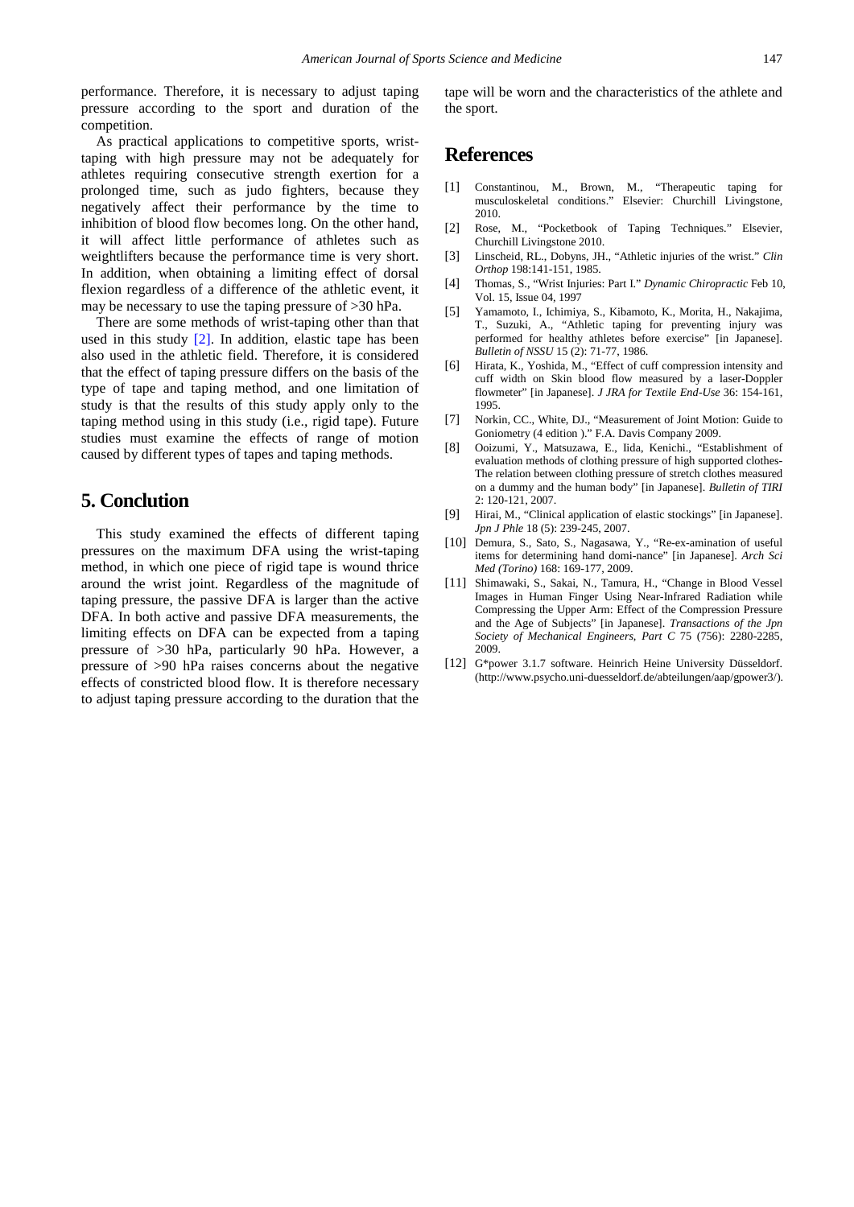performance. Therefore, it is necessary to adjust taping pressure according to the sport and duration of the competition.

As practical applications to competitive sports, wrist-taping with high pressure may not be adequately for athletes requiring consecutive strength exertion for a prolonged time, such as judo fighters, because they negatively affect their performance by the time to inhibition of blood flow becomes long. On the other hand, it will affect little performance of athletes such as weightlifters because the performance time is very short. In addition, when obtaining a limiting effect of dorsal flexion regardless of a difference of the athletic event, it may be necessary to use the taping pressure of >30 hPa.

There are some methods of wrist-taping other than that used in this study [2]. In addition, elastic tape has been also used in the athletic field. Therefore, it is considered that the effect of taping pressure differs on the basis of the type of tape and taping method, and one limitation of study is that the results of this study apply only to the taping method using in this study (i.e., rigid tape). Future studies must examine the effects of range of motion caused by different types of tapes and taping methods.

## 5. Conclution

This study examined the effects of different taping pressures on the maximum DFA using the wrist-taping method, in which one piece of rigid tape is wound thrice around the wrist joint. Regardless of the magnitude of taping pressure, the passive DFA is larger than the active DFA. In both active and passive DFA measurements, the limiting effects on DFA can be expected from a taping pressure of >30 hPa, particularly 90 hPa. However, a pressure of >90 hPa raises concerns about the negative effects of constricted blood flow. It is therefore necessary to adjust taping pressure according to the duration that the tape will be worn and the characteristics of the athlete and the sport.

## References

[1] Constantinou, M., Brown, M., "Therapeutic taping for musculoskeletal conditions." Elsevier: Churchill Livingstone, 2010.

[2] Rose, M., "Pocketbook of Taping Techniques." Elsevier, Churchill Livingstone 2010.

[3] Linscheid, RL., Dobyns, JH., "Athletic injuries of the wrist." *Clin Orthop* 198:141-151, 1985.

[4] Thomas, S., "Wrist Injuries: Part I." *Dynamic Chiropractic* Feb 10, Vol. 15, Issue 04, 1997

[5] Yamamoto, I., Ichimiya, S., Kibamoto, K., Morita, H., Nakajima, T., Suzuki, A., "Athletic taping for preventing injury was performed for healthy athletes before exercise" [in Japanese]. *Bulletin of NSSU* 15 (2): 71-77, 1986.

[6] Hirata, K., Yoshida, M., "Effect of cuff compression intensity and cuff width on Skin blood flow measured by a laser-Doppler flowmeter" [in Japanese]. *J JRA for Textile End-Use* 36: 154-161, 1995.

[7] Norkin, CC., White, DJ., "Measurement of Joint Motion: Guide to Goniometry (4 edition )." F.A. Davis Company 2009.

[8] Ooizumi, Y., Matsuzawa, E., Iida, Kenichi., "Establishment of evaluation methods of clothing pressure of high supported clothes- The relation between clothing pressure of stretch clothes measured on a dummy and the human body" [in Japanese]. *Bulletin of TIRI* 2: 120-121, 2007.

[9] Hirai, M., "Clinical application of elastic stockings" [in Japanese]. *Jpn J Phle* 18 (5): 239-245, 2007.

[10] Demura, S., Sato, S., Nagasawa, Y., "Re-ex-amination of useful items for determining hand domi-nance" [in Japanese]. *Arch Sci Med (Torino)* 168: 169-177, 2009.

[11] Shimawaki, S., Sakai, N., Tamura, H., "Change in Blood Vessel Images in Human Finger Using Near-Infrared Radiation while Compressing the Upper Arm: Effect of the Compression Pressure and the Age of Subjects" [in Japanese]. *Transactions of the Jpn Society of Mechanical Engineers, Part C* 75 (756): 2280-2285, 2009.

[12] G*power 3.1.7 software. Heinrich Heine University Düsseldorf. (http://www.psycho.uni-duesseldorf.de/abteilungen/aap/gpower3/).